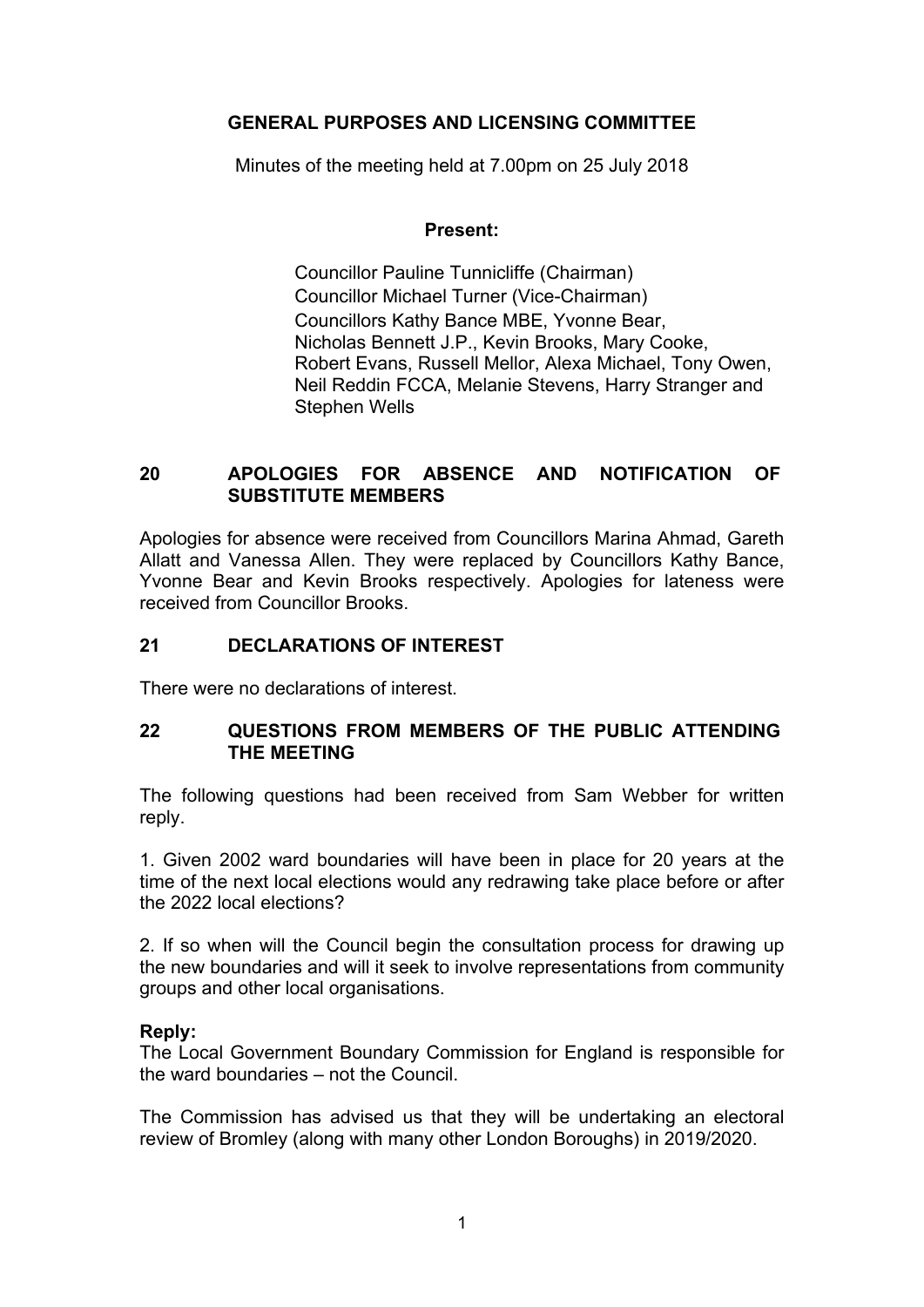# GENERAL PURPOSES AND LICENSING COMMITTEE

Minutes of the meeting held at 7.00pm on 25 July 2018

**Present:**

Councillor Pauline Tunnicliffe (Chairman)
Councillor Michael Turner (Vice-Chairman)
Councillors Kathy Bance MBE, Yvonne Bear, Nicholas Bennett J.P., Kevin Brooks, Mary Cooke, Robert Evans, Russell Mellor, Alexa Michael, Tony Owen, Neil Reddin FCCA, Melanie Stevens, Harry Stranger and Stephen Wells

## 20 APOLOGIES FOR ABSENCE AND NOTIFICATION OF SUBSTITUTE MEMBERS

Apologies for absence were received from Councillors Marina Ahmad, Gareth Allatt and Vanessa Allen. They were replaced by Councillors Kathy Bance, Yvonne Bear and Kevin Brooks respectively. Apologies for lateness were received from Councillor Brooks.

## 21 DECLARATIONS OF INTEREST

There were no declarations of interest.

## 22 QUESTIONS FROM MEMBERS OF THE PUBLIC ATTENDING THE MEETING

The following questions had been received from Sam Webber for written reply.

1. Given 2002 ward boundaries will have been in place for 20 years at the time of the next local elections would any redrawing take place before or after the 2022 local elections?

2. If so when will the Council begin the consultation process for drawing up the new boundaries and will it seek to involve representations from community groups and other local organisations.

**Reply:**
The Local Government Boundary Commission for England is responsible for the ward boundaries – not the Council.

The Commission has advised us that they will be undertaking an electoral review of Bromley (along with many other London Boroughs) in 2019/2020.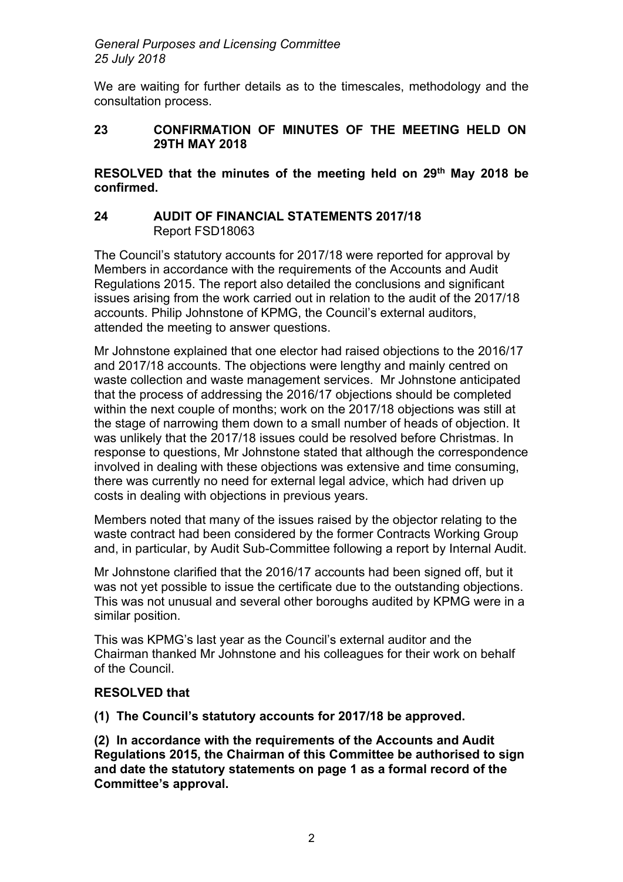We are waiting for further details as to the timescales, methodology and the consultation process.

## 23 CONFIRMATION OF MINUTES OF THE MEETING HELD ON 29TH MAY 2018

**RESOLVED that the minutes of the meeting held on 29th May 2018 be confirmed.**

## 24 AUDIT OF FINANCIAL STATEMENTS 2017/18

Report FSD18063

The Council's statutory accounts for 2017/18 were reported for approval by Members in accordance with the requirements of the Accounts and Audit Regulations 2015. The report also detailed the conclusions and significant issues arising from the work carried out in relation to the audit of the 2017/18 accounts. Philip Johnstone of KPMG, the Council's external auditors, attended the meeting to answer questions.

Mr Johnstone explained that one elector had raised objections to the 2016/17 and 2017/18 accounts. The objections were lengthy and mainly centred on waste collection and waste management services. Mr Johnstone anticipated that the process of addressing the 2016/17 objections should be completed within the next couple of months; work on the 2017/18 objections was still at the stage of narrowing them down to a small number of heads of objection. It was unlikely that the 2017/18 issues could be resolved before Christmas. In response to questions, Mr Johnstone stated that although the correspondence involved in dealing with these objections was extensive and time consuming, there was currently no need for external legal advice, which had driven up costs in dealing with objections in previous years.

Members noted that many of the issues raised by the objector relating to the waste contract had been considered by the former Contracts Working Group and, in particular, by Audit Sub-Committee following a report by Internal Audit.

Mr Johnstone clarified that the 2016/17 accounts had been signed off, but it was not yet possible to issue the certificate due to the outstanding objections. This was not unusual and several other boroughs audited by KPMG were in a similar position.

This was KPMG's last year as the Council's external auditor and the Chairman thanked Mr Johnstone and his colleagues for their work on behalf of the Council.

**RESOLVED that**

**(1) The Council's statutory accounts for 2017/18 be approved.**

**(2) In accordance with the requirements of the Accounts and Audit Regulations 2015, the Chairman of this Committee be authorised to sign and date the statutory statements on page 1 as a formal record of the Committee's approval.**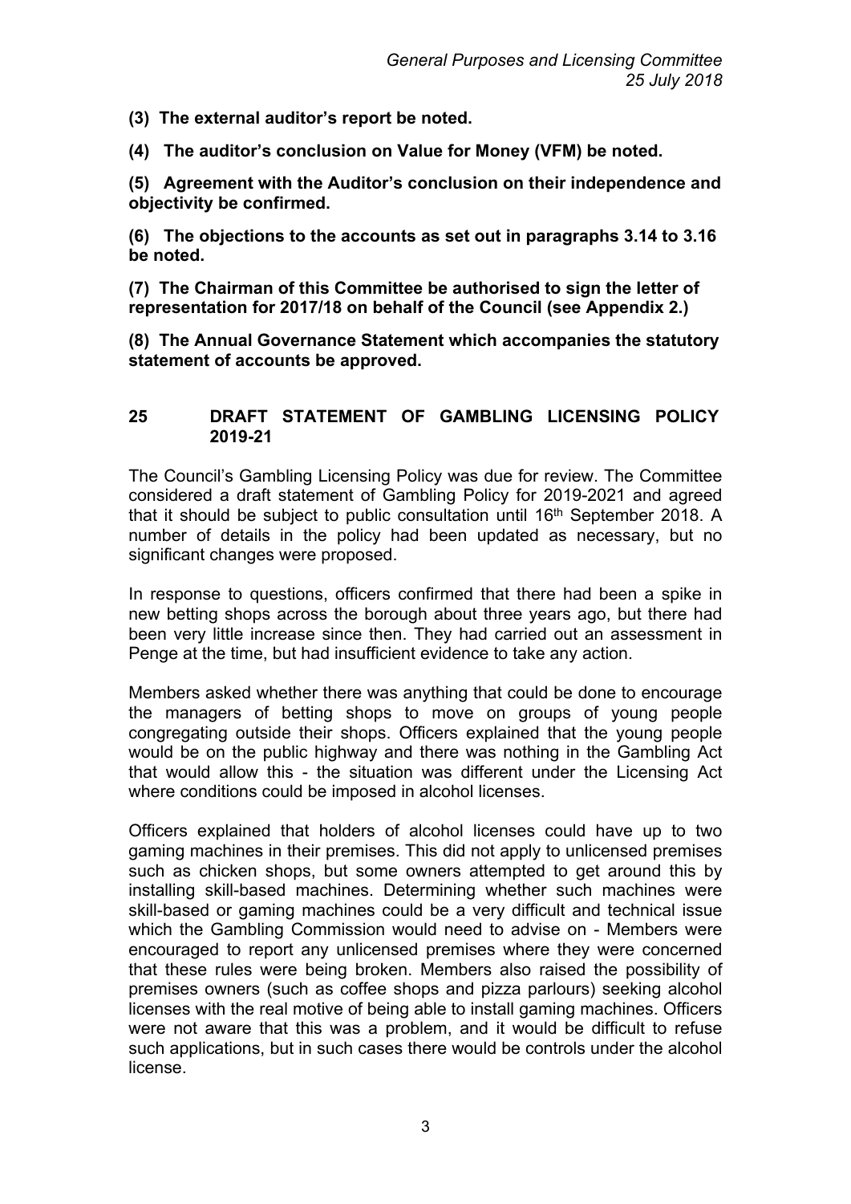**(3) The external auditor's report be noted.**

**(4) The auditor's conclusion on Value for Money (VFM) be noted.**

**(5) Agreement with the Auditor's conclusion on their independence and objectivity be confirmed.**

**(6) The objections to the accounts as set out in paragraphs 3.14 to 3.16 be noted.**

**(7) The Chairman of this Committee be authorised to sign the letter of representation for 2017/18 on behalf of the Council (see Appendix 2.)**

**(8) The Annual Governance Statement which accompanies the statutory statement of accounts be approved.**

## 25 DRAFT STATEMENT OF GAMBLING LICENSING POLICY 2019-21

The Council's Gambling Licensing Policy was due for review. The Committee considered a draft statement of Gambling Policy for 2019-2021 and agreed that it should be subject to public consultation until 16th September 2018. A number of details in the policy had been updated as necessary, but no significant changes were proposed.

In response to questions, officers confirmed that there had been a spike in new betting shops across the borough about three years ago, but there had been very little increase since then. They had carried out an assessment in Penge at the time, but had insufficient evidence to take any action.

Members asked whether there was anything that could be done to encourage the managers of betting shops to move on groups of young people congregating outside their shops. Officers explained that the young people would be on the public highway and there was nothing in the Gambling Act that would allow this - the situation was different under the Licensing Act where conditions could be imposed in alcohol licenses.

Officers explained that holders of alcohol licenses could have up to two gaming machines in their premises. This did not apply to unlicensed premises such as chicken shops, but some owners attempted to get around this by installing skill-based machines. Determining whether such machines were skill-based or gaming machines could be a very difficult and technical issue which the Gambling Commission would need to advise on - Members were encouraged to report any unlicensed premises where they were concerned that these rules were being broken. Members also raised the possibility of premises owners (such as coffee shops and pizza parlours) seeking alcohol licenses with the real motive of being able to install gaming machines. Officers were not aware that this was a problem, and it would be difficult to refuse such applications, but in such cases there would be controls under the alcohol license.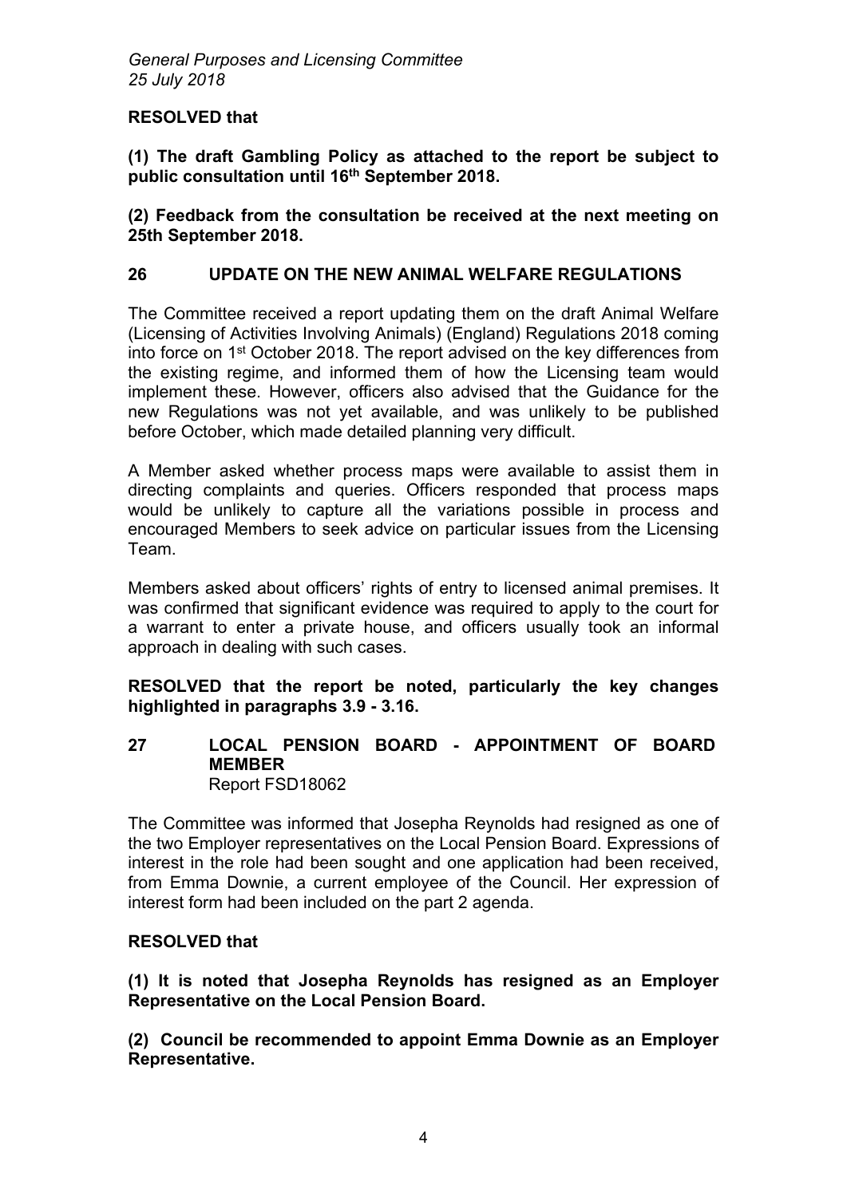**RESOLVED that**

**(1) The draft Gambling Policy as attached to the report be subject to public consultation until 16th September 2018.**

**(2) Feedback from the consultation be received at the next meeting on 25th September 2018.**

## 26 UPDATE ON THE NEW ANIMAL WELFARE REGULATIONS

The Committee received a report updating them on the draft Animal Welfare (Licensing of Activities Involving Animals) (England) Regulations 2018 coming into force on 1st October 2018. The report advised on the key differences from the existing regime, and informed them of how the Licensing team would implement these. However, officers also advised that the Guidance for the new Regulations was not yet available, and was unlikely to be published before October, which made detailed planning very difficult.

A Member asked whether process maps were available to assist them in directing complaints and queries. Officers responded that process maps would be unlikely to capture all the variations possible in process and encouraged Members to seek advice on particular issues from the Licensing Team.

Members asked about officers' rights of entry to licensed animal premises. It was confirmed that significant evidence was required to apply to the court for a warrant to enter a private house, and officers usually took an informal approach in dealing with such cases.

**RESOLVED that the report be noted, particularly the key changes highlighted in paragraphs 3.9 - 3.16.**

## 27 LOCAL PENSION BOARD - APPOINTMENT OF BOARD MEMBER

Report FSD18062

The Committee was informed that Josepha Reynolds had resigned as one of the two Employer representatives on the Local Pension Board. Expressions of interest in the role had been sought and one application had been received, from Emma Downie, a current employee of the Council. Her expression of interest form had been included on the part 2 agenda.

**RESOLVED that**

**(1) It is noted that Josepha Reynolds has resigned as an Employer Representative on the Local Pension Board.**

**(2) Council be recommended to appoint Emma Downie as an Employer Representative.**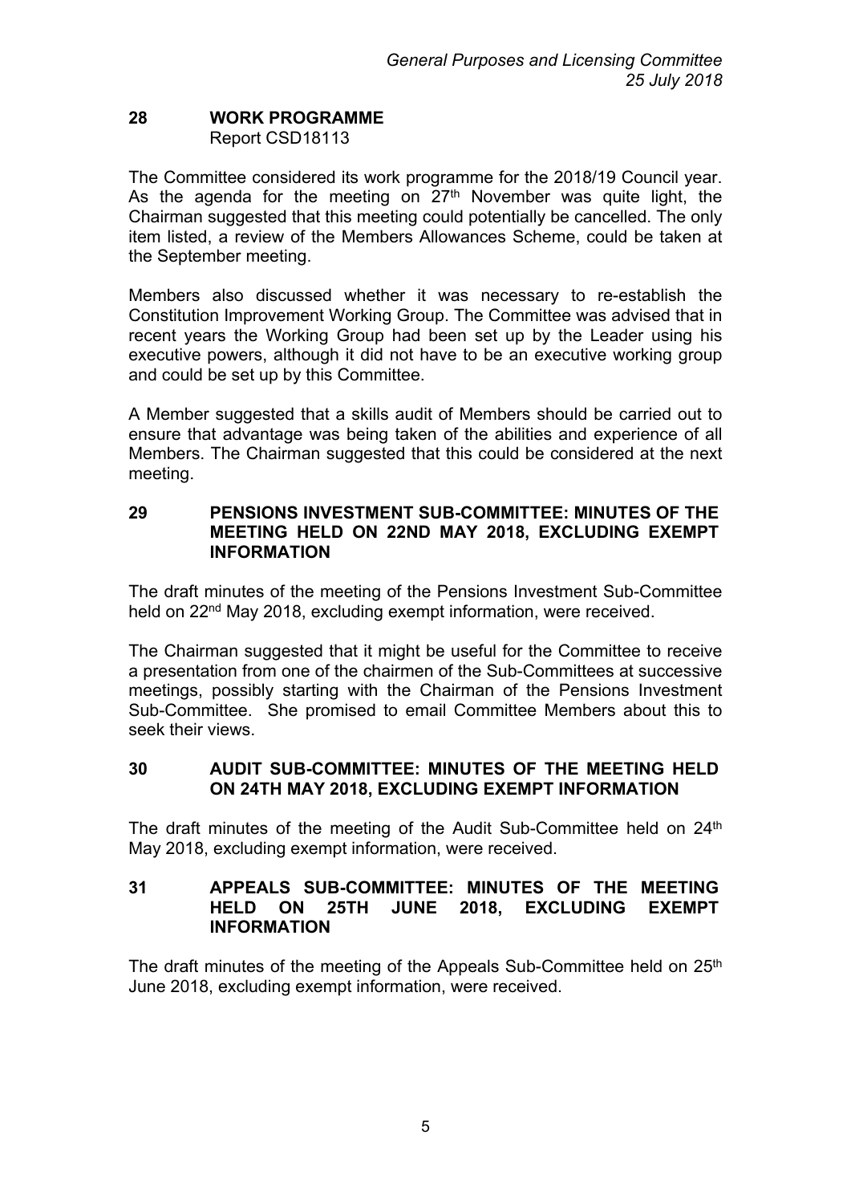## 28 WORK PROGRAMME

Report CSD18113

The Committee considered its work programme for the 2018/19 Council year. As the agenda for the meeting on 27th November was quite light, the Chairman suggested that this meeting could potentially be cancelled. The only item listed, a review of the Members Allowances Scheme, could be taken at the September meeting.

Members also discussed whether it was necessary to re-establish the Constitution Improvement Working Group. The Committee was advised that in recent years the Working Group had been set up by the Leader using his executive powers, although it did not have to be an executive working group and could be set up by this Committee.

A Member suggested that a skills audit of Members should be carried out to ensure that advantage was being taken of the abilities and experience of all Members. The Chairman suggested that this could be considered at the next meeting.

## 29 PENSIONS INVESTMENT SUB-COMMITTEE: MINUTES OF THE MEETING HELD ON 22ND MAY 2018, EXCLUDING EXEMPT INFORMATION

The draft minutes of the meeting of the Pensions Investment Sub-Committee held on 22nd May 2018, excluding exempt information, were received.

The Chairman suggested that it might be useful for the Committee to receive a presentation from one of the chairmen of the Sub-Committees at successive meetings, possibly starting with the Chairman of the Pensions Investment Sub-Committee. She promised to email Committee Members about this to seek their views.

## 30 AUDIT SUB-COMMITTEE: MINUTES OF THE MEETING HELD ON 24TH MAY 2018, EXCLUDING EXEMPT INFORMATION

The draft minutes of the meeting of the Audit Sub-Committee held on 24th May 2018, excluding exempt information, were received.

## 31 APPEALS SUB-COMMITTEE: MINUTES OF THE MEETING HELD ON 25TH JUNE 2018, EXCLUDING EXEMPT INFORMATION

The draft minutes of the meeting of the Appeals Sub-Committee held on 25th June 2018, excluding exempt information, were received.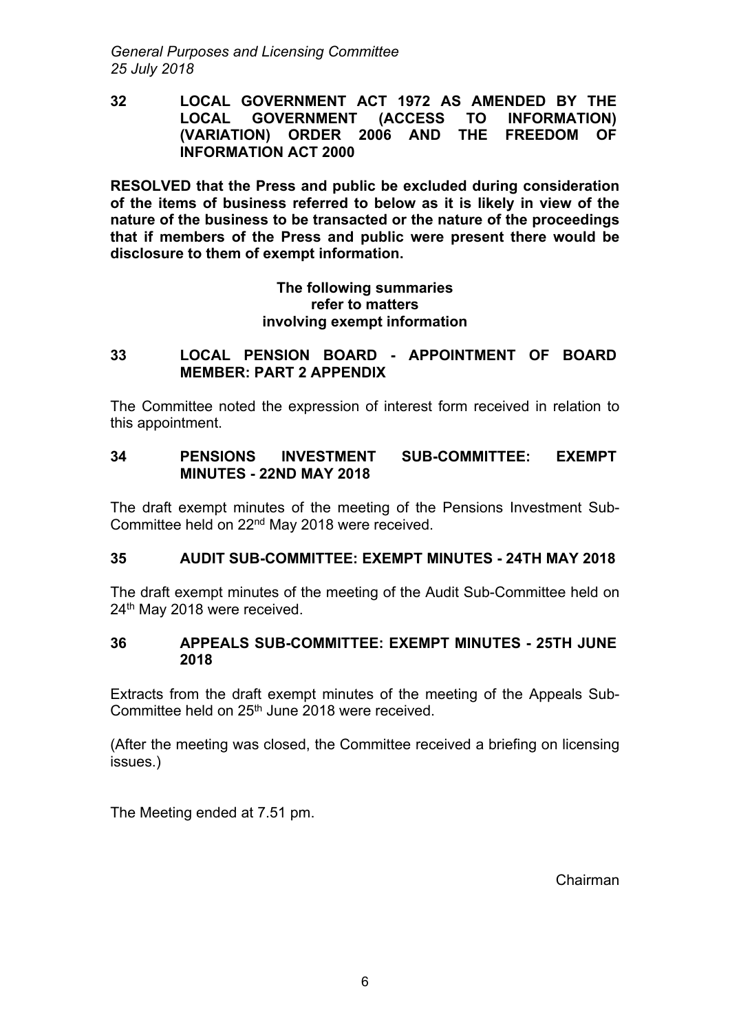**32 LOCAL GOVERNMENT ACT 1972 AS AMENDED BY THE LOCAL GOVERNMENT (ACCESS TO INFORMATION) (VARIATION) ORDER 2006 AND THE FREEDOM OF INFORMATION ACT 2000**

**RESOLVED that the Press and public be excluded during consideration of the items of business referred to below as it is likely in view of the nature of the business to be transacted or the nature of the proceedings that if members of the Press and public were present there would be disclosure to them of exempt information.**

**The following summaries refer to matters involving exempt information**

**33 LOCAL PENSION BOARD - APPOINTMENT OF BOARD MEMBER: PART 2 APPENDIX**

The Committee noted the expression of interest form received in relation to this appointment.

**34 PENSIONS INVESTMENT SUB-COMMITTEE: EXEMPT MINUTES - 22ND MAY 2018**

The draft exempt minutes of the meeting of the Pensions Investment Sub-Committee held on 22nd May 2018 were received.

**35 AUDIT SUB-COMMITTEE: EXEMPT MINUTES - 24TH MAY 2018**

The draft exempt minutes of the meeting of the Audit Sub-Committee held on 24th May 2018 were received.

**36 APPEALS SUB-COMMITTEE: EXEMPT MINUTES - 25TH JUNE 2018**

Extracts from the draft exempt minutes of the meeting of the Appeals Sub-Committee held on 25th June 2018 were received.

(After the meeting was closed, the Committee received a briefing on licensing issues.)

The Meeting ended at 7.51 pm.

Chairman